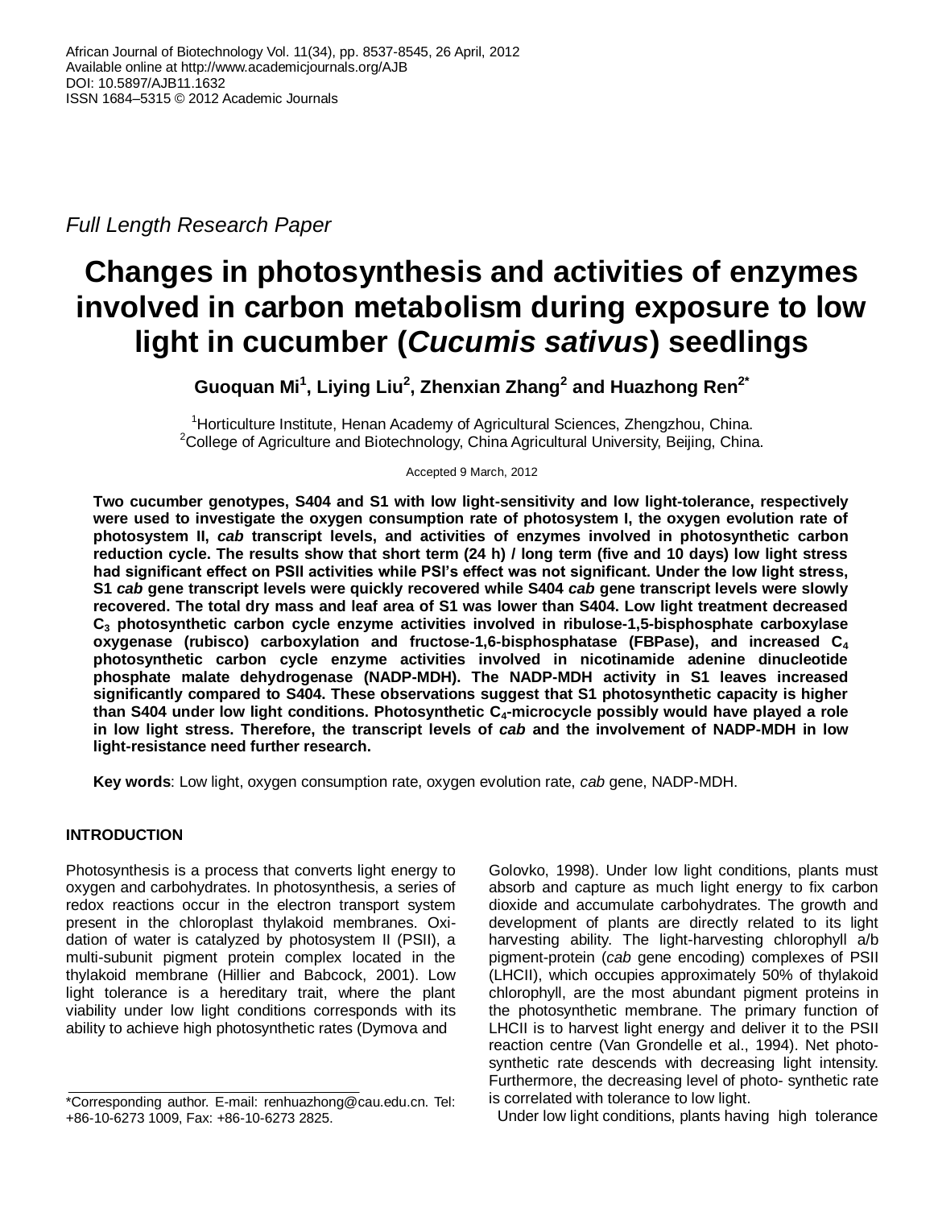*Full Length Research Paper*

# Changes in photosynthesis and activities of enzymes involved in carbon metabolism during exposure to low light in cucumber (*Cucumis sativus*) seedlings

**Guoquan Mi[1], Liying Liu[2], Zhenxian Zhang[2] and Huazhong Ren[2*]**

[1]Horticulture Institute, Henan Academy of Agricultural Sciences, Zhengzhou, China.
[2]College of Agriculture and Biotechnology, China Agricultural University, Beijing, China.

Accepted 9 March, 2012

**Two cucumber genotypes, S404 and S1 with low light-sensitivity and low light-tolerance, respectively were used to investigate the oxygen consumption rate of photosystem I, the oxygen evolution rate of photosystem II, *cab* transcript levels, and activities of enzymes involved in photosynthetic carbon reduction cycle. The results show that short term (24 h) / long term (five and 10 days) low light stress had significant effect on PSII activities while PSI's effect was not significant. Under the low light stress, S1 *cab* gene transcript levels were quickly recovered while S404 *cab* gene transcript levels were slowly recovered. The total dry mass and leaf area of S1 was lower than S404. Low light treatment decreased $C_3$ photosynthetic carbon cycle enzyme activities involved in ribulose-1,5-bisphosphate carboxylase oxygenase (rubisco) carboxylation and fructose-1,6-bisphosphatase (FBPase), and increased $C_4$ photosynthetic carbon cycle enzyme activities involved in nicotinamide adenine dinucleotide phosphate malate dehydrogenase (NADP-MDH). The NADP-MDH activity in S1 leaves increased significantly compared to S404. These observations suggest that S1 photosynthetic capacity is higher than S404 under low light conditions. Photosynthetic $C_4$-microcycle possibly would have played a role in low light stress. Therefore, the transcript levels of *cab* and the involvement of NADP-MDH in low light-resistance need further research.**

**Key words**: Low light, oxygen consumption rate, oxygen evolution rate, *cab* gene, NADP-MDH.

## INTRODUCTION

Photosynthesis is a process that converts light energy to oxygen and carbohydrates. In photosynthesis, a series of redox reactions occur in the electron transport system present in the chloroplast thylakoid membranes. Oxidation of water is catalyzed by photosystem II (PSII), a multi-subunit pigment protein complex located in the thylakoid membrane (Hillier and Babcock, 2001). Low light tolerance is a hereditary trait, where the plant viability under low light conditions corresponds with its ability to achieve high photosynthetic rates (Dymova and Golovko, 1998). Under low light conditions, plants must absorb and capture as much light energy to fix carbon dioxide and accumulate carbohydrates. The growth and development of plants are directly related to its light harvesting ability. The light-harvesting chlorophyll a/b pigment-protein (*cab* gene encoding) complexes of PSII (LHCII), which occupies approximately 50% of thylakoid chlorophyll, are the most abundant pigment proteins in the photosynthetic membrane. The primary function of LHCII is to harvest light energy and deliver it to the PSII reaction centre (Van Grondelle et al., 1994). Net photosynthetic rate descends with decreasing light intensity. Furthermore, the decreasing level of photo- synthetic rate is correlated with tolerance to low light.

Under low light conditions, plants having high tolerance

*Corresponding author. E-mail: renhuazhong@cau.edu.cn. Tel: +86-10-6273 1009, Fax: +86-10-6273 2825.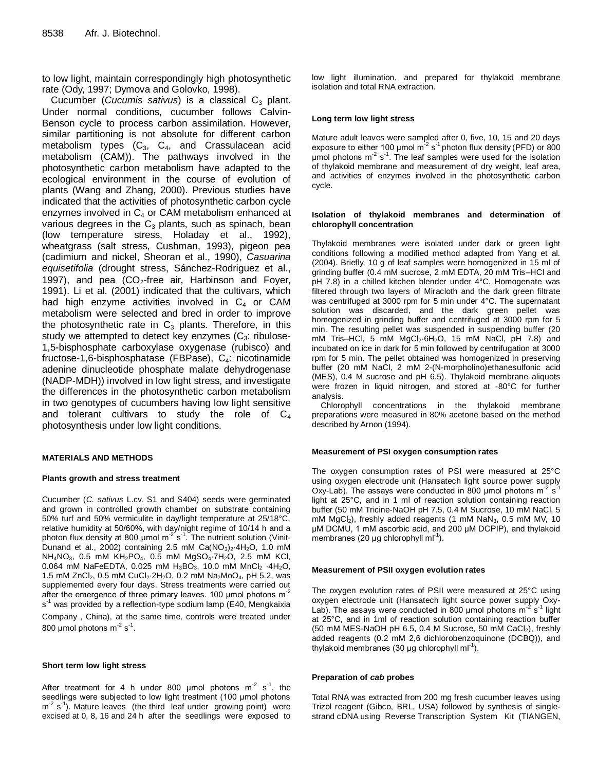to low light, maintain correspondingly high photosynthetic rate (Ody, 1997; Dymova and Golovko, 1998).

Cucumber (*Cucumis sativus*) is a classical $C_3$ plant. Under normal conditions, cucumber follows Calvin-Benson cycle to process carbon assimilation. However, similar partitioning is not absolute for different carbon metabolism types ($C_3$, $C_4$, and Crassulacean acid metabolism (CAM)). The pathways involved in the photosynthetic carbon metabolism have adapted to the ecological environment in the course of evolution of plants (Wang and Zhang, 2000). Previous studies have indicated that the activities of photosynthetic carbon cycle enzymes involved in $C_4$ or CAM metabolism enhanced at various degrees in the $C_3$ plants, such as spinach, bean (low temperature stress, Holaday et al., 1992), wheatgrass (salt stress, Cushman, 1993), pigeon pea (cadimium and nickel, Sheoran et al., 1990), *Casuarina equisetifolia* (drought stress, Sánchez-Rodriguez et al., 1997), and pea ($CO_2$-free air, Harbinson and Foyer, 1991). Li et al. (2001) indicated that the cultivars, which had high enzyme activities involved in $C_4$ or CAM metabolism were selected and bred in order to improve the photosynthetic rate in $C_3$ plants. Therefore, in this study we attempted to detect key enzymes ($C_3$: ribulose-1,5-bisphosphate carboxylase oxygenase (rubisco) and fructose-1,6-bisphosphatase (FBPase), $C_4$: nicotinamide adenine dinucleotide phosphate malate dehydrogenase (NADP-MDH)) involved in low light stress, and investigate the differences in the photosynthetic carbon metabolism in two genotypes of cucumbers having low light sensitive and tolerant cultivars to study the role of $C_4$ photosynthesis under low light conditions.

## MATERIALS AND METHODS

### Plants growth and stress treatment

Cucumber (*C. sativus* L.cv. S1 and S404) seeds were germinated and grown in controlled growth chamber on substrate containing 50% turf and 50% vermiculite in day/light temperature at 25/18°C, relative humidity at 50/60%, with day/night regime of 10/14 h and a photon flux density at 800 µmol $m^{-2}$ $s^{-1}$. The nutrient solution (Vinit-Dunand et al., 2002) containing 2.5 mM $Ca(NO_3)_2{\cdot}4H_2O$, 1.0 mM $NH_4NO_3$, 0.5 mM $KH_2PO_4$, 0.5 mM $MgSO_4{\cdot}7H_2O$, 2.5 mM KCl, 0.064 mM NaFeEDTA, 0.025 mM $H_3BO_3$, 10.0 mM $MnCl_2 \cdot 4H_2O$, 1.5 mM $ZnCl_2$, 0.5 mM $CuCl_2{\cdot}2H_2O$, 0.2 mM $Na_2MoO_4$, pH 5.2, was supplemented every four days. Stress treatments were carried out after the emergence of three primary leaves. 100 µmol photons $m^{-2}$ $s^{-1}$ was provided by a reflection-type sodium lamp (E40, Mengkaixia Company , China), at the same time, controls were treated under 800 µmol photons $m^{-2}$ $s^{-1}$.

### Short term low light stress

After treatment for 4 h under 800 µmol photons $m^{-2}$ $s^{-1}$, the seedlings were subjected to low light treatment (100 µmol photons $m^{-2}$ $s^{-1}$). Mature leaves (the third leaf under growing point) were excised at 0, 8, 16 and 24 h after the seedlings were exposed to low light illumination, and prepared for thylakoid membrane isolation and total RNA extraction.

### Long term low light stress

Mature adult leaves were sampled after 0, five, 10, 15 and 20 days exposure to either 100 µmol $m^{-2}$ $s^{-1}$ photon flux density (PFD) or 800 µmol photons $m^{-2}$ $s^{-1}$. The leaf samples were used for the isolation of thylakoid membrane and measurement of dry weight, leaf area, and activities of enzymes involved in the photosynthetic carbon cycle.

### Isolation of thylakoid membranes and determination of chlorophyll concentration

Thylakoid membranes were isolated under dark or green light conditions following a modified method adapted from Yang et al. (2004). Briefly, 10 g of leaf samples were homogenized in 15 ml of grinding buffer (0.4 mM sucrose, 2 mM EDTA, 20 mM Tris–HCl and pH 7.8) in a chilled kitchen blender under 4°C. Homogenate was filtered through two layers of Miracloth and the dark green filtrate was centrifuged at 3000 rpm for 5 min under 4°C. The supernatant solution was discarded, and the dark green pellet was homogenized in grinding buffer and centrifuged at 3000 rpm for 5 min. The resulting pellet was suspended in suspending buffer (20 mM Tris–HCl, 5 mM $MgCl_2{\cdot}6H_2O$, 15 mM NaCl, pH 7.8) and incubated on ice in dark for 5 min followed by centrifugation at 3000 rpm for 5 min. The pellet obtained was homogenized in preserving buffer (20 mM NaCl, 2 mM 2-(N-morpholino)ethanesulfonic acid (MES), 0.4 M sucrose and pH 6.5). Thylakoid membrane aliquots were frozen in liquid nitrogen, and stored at -80°C for further analysis.

Chlorophyll concentrations in the thylakoid membrane preparations were measured in 80% acetone based on the method described by Arnon (1994).

### Measurement of PSI oxygen consumption rates

The oxygen consumption rates of PSI were measured at 25°C using oxygen electrode unit (Hansatech light source power supply Oxy-Lab). The assays were conducted in 800 µmol photons $m^{-2}$ $s^{-1}$ light at 25°C, and in 1 ml of reaction solution containing reaction buffer (50 mM Tricine-NaOH pH 7.5, 0.4 M Sucrose, 10 mM NaCl, 5 mM $MgCl_2$), freshly added reagents (1 mM $NaN_3$, 0.5 mM MV, 10 µM DCMU, 1 mM ascorbic acid, and 200 µM DCPIP), and thylakoid membranes (20 µg chlorophyll $ml^{-1}$).

### Measurement of PSII oxygen evolution rates

The oxygen evolution rates of PSII were measured at 25°C using oxygen electrode unit (Hansatech light source power supply Oxy-Lab). The assays were conducted in 800 µmol photons $m^{-2}$ $s^{-1}$ light at 25°C, and in 1ml of reaction solution containing reaction buffer (50 mM MES-NaOH pH 6.5, 0.4 M Sucrose, 50 mM $CaCl_2$), freshly added reagents (0.2 mM 2,6 dichlorobenzoquinone (DCBQ)), and thylakoid membranes (30 µg chlorophyll $ml^{-1}$).

### Preparation of *cab* probes

Total RNA was extracted from 200 mg fresh cucumber leaves using Trizol reagent (Gibco, BRL, USA) followed by synthesis of single-strand cDNA using Reverse Transcription System Kit (TIANGEN,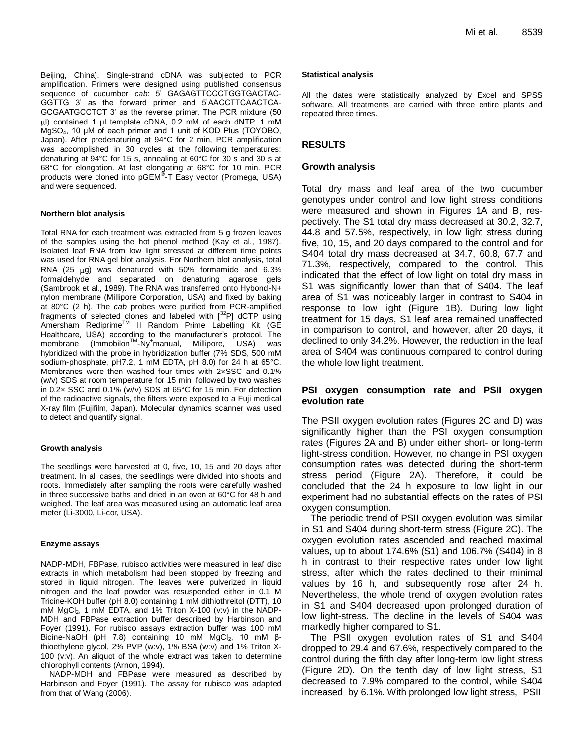Beijing, China). Single-strand cDNA was subjected to PCR amplification. Primers were designed using published consensus sequence of cucumber *cab*: 5' GAGAGTTCCCTGGTGACTAC-GGTTG 3' as the forward primer and 5'AACCTTCAACTCA-GCGAATGCCTCT 3' as the reverse primer. The PCR mixture (50 μl) contained 1 μl template cDNA, 0.2 mM of each dNTP, 1 mM $MgSO_4$, 10 μM of each primer and 1 unit of KOD Plus (TOYOBO, Japan). After predenaturing at 94°C for 2 min, PCR amplification was accomplished in 30 cycles at the following temperatures: denaturing at 94°C for 15 s, annealing at 60°C for 30 s and 30 s at 68°C for elongation. At last elongating at 68°C for 10 min. PCR products were cloned into pGEM®-T Easy vector (Promega, USA) and were sequenced.

#### Northern blot analysis

Total RNA for each treatment was extracted from 5 g frozen leaves of the samples using the hot phenol method (Kay et al., 1987). Isolated leaf RNA from low light stressed at different time points was used for RNA gel blot analysis. For Northern blot analysis, total RNA (25 μg) was denatured with 50% formamide and 6.3% formaldehyde and separated on denaturing agarose gels (Sambrook et al., 1989). The RNA was transferred onto Hybond-N+ nylon membrane (Millipore Corporation, USA) and fixed by baking at 80°C (2 h). The *cab* probes were purified from PCR-amplified fragments of selected clones and labeled with [$^{32}$P] dCTP using Amersham Rediprime™ II Random Prime Labelling Kit (GE Healthcare, USA) according to the manufacturer's protocol. The membrane (Immobilon™-Ny+manual, Millipore, USA) was hybridized with the probe in hybridization buffer (7% SDS, 500 mM sodium-phosphate, pH7.2, 1 mM EDTA, pH 8.0) for 24 h at 65°C. Membranes were then washed four times with 2×SSC and 0.1% (w/v) SDS at room temperature for 15 min, followed by two washes in 0.2× SSC and 0.1% (w/v) SDS at 65°C for 15 min. For detection of the radioactive signals, the filters were exposed to a Fuji medical X-ray film (Fujifilm, Japan). Molecular dynamics scanner was used to detect and quantify signal.

#### Growth analysis

The seedlings were harvested at 0, five, 10, 15 and 20 days after treatment. In all cases, the seedlings were divided into shoots and roots. Immediately after sampling the roots were carefully washed in three successive baths and dried in an oven at 60°C for 48 h and weighed. The leaf area was measured using an automatic leaf area meter (Li-3000, Li-cor, USA).

#### Enzyme assays

NADP-MDH, FBPase, rubisco activities were measured in leaf disc extracts in which metabolism had been stopped by freezing and stored in liquid nitrogen. The leaves were pulverized in liquid nitrogen and the leaf powder was resuspended either in 0.1 M Tricine-KOH buffer (pH 8.0) containing 1 mM dithiothreitol (DTT), 10 mM $MgCl_2$, 1 mM EDTA, and 1% Triton X-100 (v:v) in the NADP-MDH and FBPase extraction buffer described by Harbinson and Foyer (1991). For rubisco assays extraction buffer was 100 mM Bicine-NaOH (pH 7.8) containing 10 mM $MgCl_2$, 10 mM β-thioethylene glycol, 2% PVP (w:v), 1% BSA (w:v) and 1% Triton X-100 (v:v). An aliquot of the whole extract was taken to determine chlorophyll contents (Arnon, 1994).

NADP-MDH and FBPase were measured as described by Harbinson and Foyer (1991). The assay for rubisco was adapted from that of Wang (2006).

#### Statistical analysis

All the dates were statistically analyzed by Excel and SPSS software. All treatments are carried with three entire plants and repeated three times.

## RESULTS

### Growth analysis

Total dry mass and leaf area of the two cucumber genotypes under control and low light stress conditions were measured and shown in Figures 1A and B, respectively. The S1 total dry mass decreased at 30.2, 32.7, 44.8 and 57.5%, respectively, in low light stress during five, 10, 15, and 20 days compared to the control and for S404 total dry mass decreased at 34.7, 60.8, 67.7 and 71.3%, respectively, compared to the control. This indicated that the effect of low light on total dry mass in S1 was significantly lower than that of S404. The leaf area of S1 was noticeably larger in contrast to S404 in response to low light (Figure 1B). During low light treatment for 15 days, S1 leaf area remained unaffected in comparison to control, and however, after 20 days, it declined to only 34.2%. However, the reduction in the leaf area of S404 was continuous compared to control during the whole low light treatment.

### PSI oxygen consumption rate and PSII oxygen evolution rate

The PSII oxygen evolution rates (Figures 2C and D) was significantly higher than the PSI oxygen consumption rates (Figures 2A and B) under either short- or long-term light-stress condition. However, no change in PSI oxygen consumption rates was detected during the short-term stress period (Figure 2A). Therefore, it could be concluded that the 24 h exposure to low light in our experiment had no substantial effects on the rates of PSI oxygen consumption.

The periodic trend of PSII oxygen evolution was similar in S1 and S404 during short-term stress (Figure 2C). The oxygen evolution rates ascended and reached maximal values, up to about 174.6% (S1) and 106.7% (S404) in 8 h in contrast to their respective rates under low light stress, after which the rates declined to their minimal values by 16 h, and subsequently rose after 24 h. Nevertheless, the whole trend of oxygen evolution rates in S1 and S404 decreased upon prolonged duration of low light-stress. The decline in the levels of S404 was markedly higher compared to S1.

The PSII oxygen evolution rates of S1 and S404 dropped to 29.4 and 67.6%, respectively compared to the control during the fifth day after long-term low light stress (Figure 2D). On the tenth day of low light stress, S1 decreased to 7.9% compared to the control, while S404 increased by 6.1%. With prolonged low light stress, PSII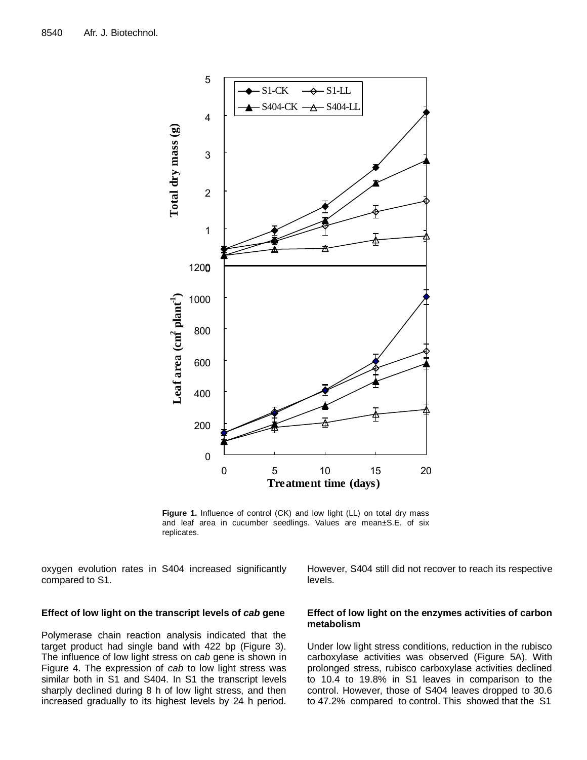**Figure 1.** Influence of control (CK) and low light (LL) on total dry mass and leaf area in cucumber seedlings. Values are mean±S.E. of six replicates.

oxygen evolution rates in S404 increased significantly compared to S1.

### Effect of low light on the transcript levels of *cab* gene

Polymerase chain reaction analysis indicated that the target product had single band with 422 bp (Figure 3). The influence of low light stress on *cab* gene is shown in Figure 4. The expression of *cab* to low light stress was similar both in S1 and S404. In S1 the transcript levels sharply declined during 8 h of low light stress, and then increased gradually to its highest levels by 24 h period. However, S404 still did not recover to reach its respective levels.

### Effect of low light on the enzymes activities of carbon metabolism

Under low light stress conditions, reduction in the rubisco carboxylase activities was observed (Figure 5A). With prolonged stress, rubisco carboxylase activities declined to 10.4 to 19.8% in S1 leaves in comparison to the control. However, those of S404 leaves dropped to 30.6 to 47.2% compared to control. This showed that the S1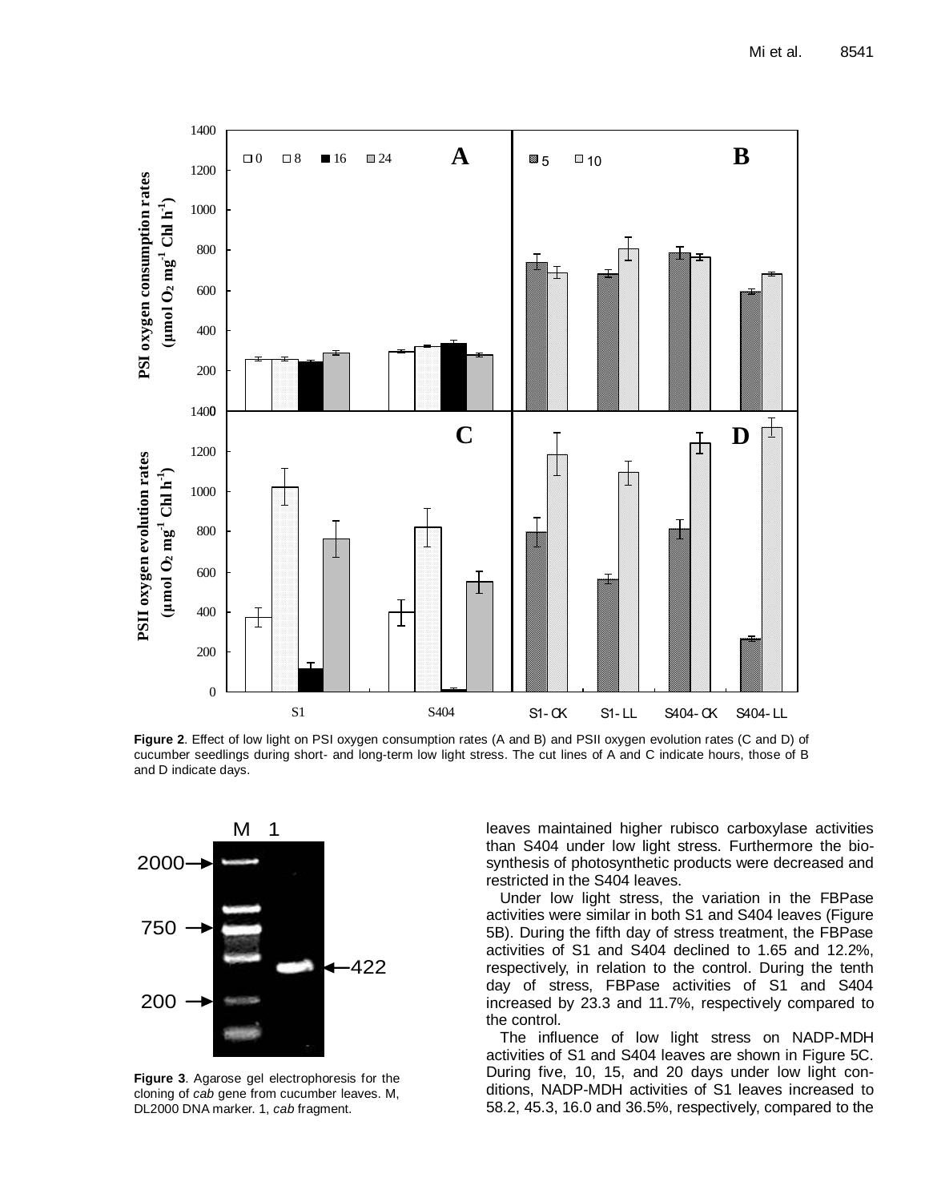**Figure 2**. Effect of low light on PSI oxygen consumption rates (A and B) and PSII oxygen evolution rates (C and D) of cucumber seedlings during short- and long-term low light stress. The cut lines of A and C indicate hours, those of B and D indicate days.

**Figure 3**. Agarose gel electrophoresis for the cloning of *cab* gene from cucumber leaves. M, DL2000 DNA marker. 1, *cab* fragment.

leaves maintained higher rubisco carboxylase activities than S404 under low light stress. Furthermore the biosynthesis of photosynthetic products were decreased and restricted in the S404 leaves.

Under low light stress, the variation in the FBPase activities were similar in both S1 and S404 leaves (Figure 5B). During the fifth day of stress treatment, the FBPase activities of S1 and S404 declined to 1.65 and 12.2%, respectively, in relation to the control. During the tenth day of stress, FBPase activities of S1 and S404 increased by 23.3 and 11.7%, respectively compared to the control.

The influence of low light stress on NADP-MDH activities of S1 and S404 leaves are shown in Figure 5C. During five, 10, 15, and 20 days under low light conditions, NADP-MDH activities of S1 leaves increased to 58.2, 45.3, 16.0 and 36.5%, respectively, compared to the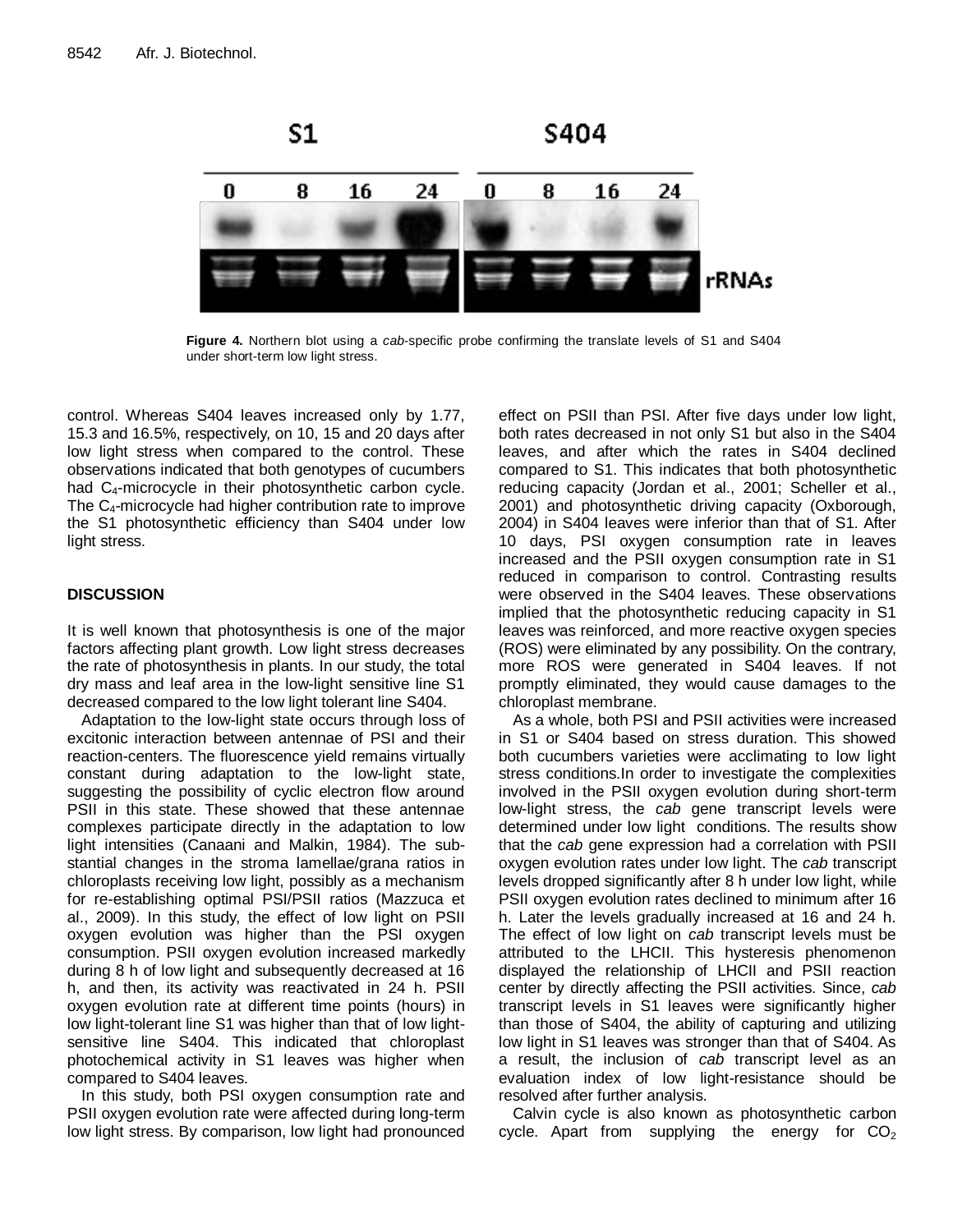**Figure 4.** Northern blot using a *cab*-specific probe confirming the translate levels of S1 and S404 under short-term low light stress.

control. Whereas S404 leaves increased only by 1.77, 15.3 and 16.5%, respectively, on 10, 15 and 20 days after low light stress when compared to the control. These observations indicated that both genotypes of cucumbers had $C_4$-microcycle in their photosynthetic carbon cycle. The $C_4$-microcycle had higher contribution rate to improve the S1 photosynthetic efficiency than S404 under low light stress.

## DISCUSSION

It is well known that photosynthesis is one of the major factors affecting plant growth. Low light stress decreases the rate of photosynthesis in plants. In our study, the total dry mass and leaf area in the low-light sensitive line S1 decreased compared to the low light tolerant line S404.

Adaptation to the low-light state occurs through loss of excitonic interaction between antennae of PSI and their reaction-centers. The fluorescence yield remains virtually constant during adaptation to the low-light state, suggesting the possibility of cyclic electron flow around PSII in this state. These showed that these antennae complexes participate directly in the adaptation to low light intensities (Canaani and Malkin, 1984). The substantial changes in the stroma lamellae/grana ratios in chloroplasts receiving low light, possibly as a mechanism for re-establishing optimal PSI/PSII ratios (Mazzuca et al., 2009). In this study, the effect of low light on PSII oxygen evolution was higher than the PSI oxygen consumption. PSII oxygen evolution increased markedly during 8 h of low light and subsequently decreased at 16 h, and then, its activity was reactivated in 24 h. PSII oxygen evolution rate at different time points (hours) in low light-tolerant line S1 was higher than that of low light-sensitive line S404. This indicated that chloroplast photochemical activity in S1 leaves was higher when compared to S404 leaves.

In this study, both PSI oxygen consumption rate and PSII oxygen evolution rate were affected during long-term low light stress. By comparison, low light had pronounced effect on PSII than PSI. After five days under low light, both rates decreased in not only S1 but also in the S404 leaves, and after which the rates in S404 declined compared to S1. This indicates that both photosynthetic reducing capacity (Jordan et al., 2001; Scheller et al., 2001) and photosynthetic driving capacity (Oxborough, 2004) in S404 leaves were inferior than that of S1. After 10 days, PSI oxygen consumption rate in leaves increased and the PSII oxygen consumption rate in S1 reduced in comparison to control. Contrasting results were observed in the S404 leaves. These observations implied that the photosynthetic reducing capacity in S1 leaves was reinforced, and more reactive oxygen species (ROS) were eliminated by any possibility. On the contrary, more ROS were generated in S404 leaves. If not promptly eliminated, they would cause damages to the chloroplast membrane.

As a whole, both PSI and PSII activities were increased in S1 or S404 based on stress duration. This showed both cucumbers varieties were acclimating to low light stress conditions.In order to investigate the complexities involved in the PSII oxygen evolution during short-term low-light stress, the *cab* gene transcript levels were determined under low light conditions. The results show that the *cab* gene expression had a correlation with PSII oxygen evolution rates under low light. The *cab* transcript levels dropped significantly after 8 h under low light, while PSII oxygen evolution rates declined to minimum after 16 h. Later the levels gradually increased at 16 and 24 h. The effect of low light on *cab* transcript levels must be attributed to the LHCII. This hysteresis phenomenon displayed the relationship of LHCII and PSII reaction center by directly affecting the PSII activities. Since, *cab* transcript levels in S1 leaves were significantly higher than those of S404, the ability of capturing and utilizing low light in S1 leaves was stronger than that of S404. As a result, the inclusion of *cab* transcript level as an evaluation index of low light-resistance should be resolved after further analysis.

Calvin cycle is also known as photosynthetic carbon cycle. Apart from supplying the energy for $CO_2$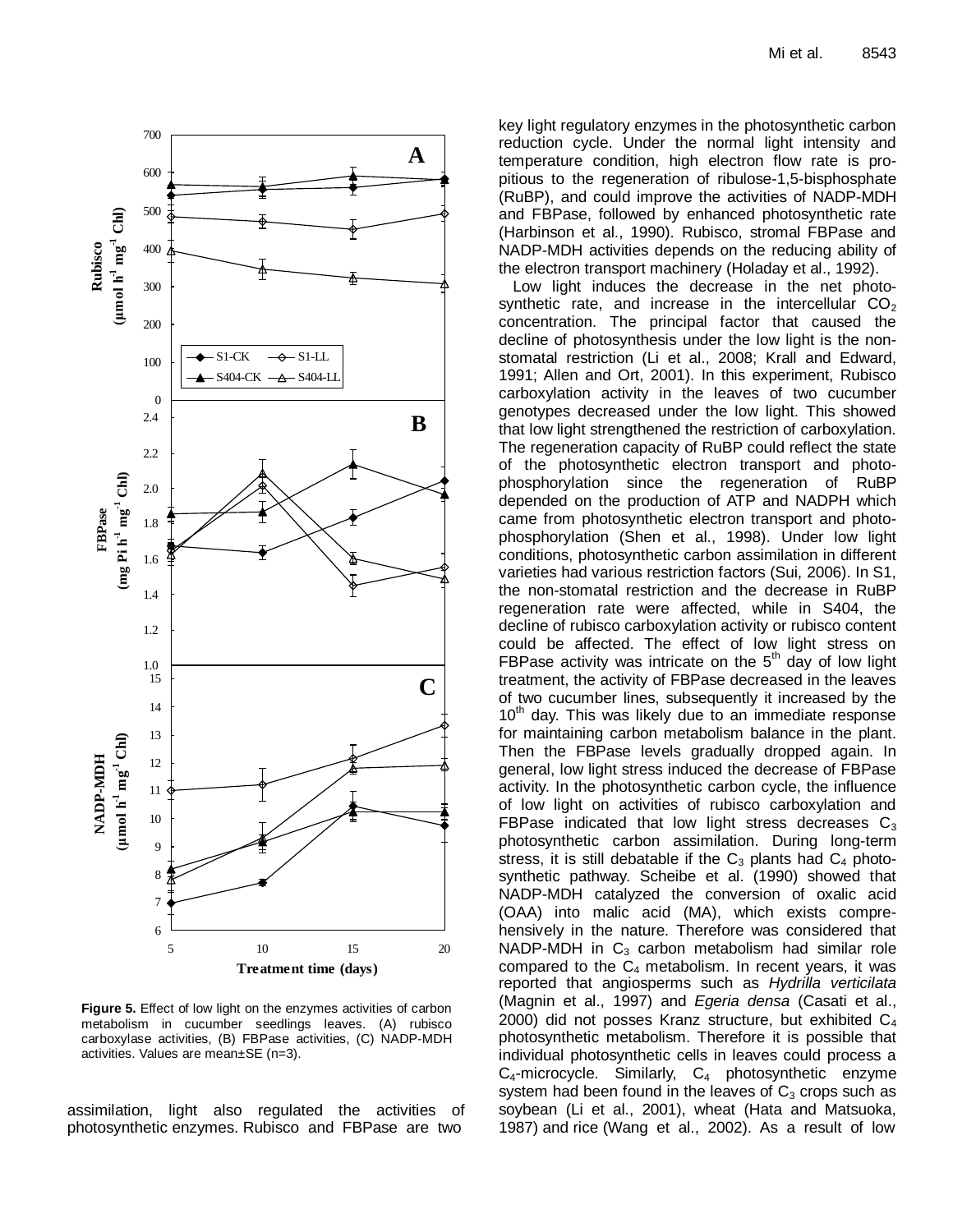**Figure 5.** Effect of low light on the enzymes activities of carbon metabolism in cucumber seedlings leaves. (A) rubisco carboxylase activities, (B) FBPase activities, (C) NADP-MDH activities. Values are mean±SE (n=3).

assimilation, light also regulated the activities of photosynthetic enzymes. Rubisco and FBPase are two key light regulatory enzymes in the photosynthetic carbon reduction cycle. Under the normal light intensity and temperature condition, high electron flow rate is propitious to the regeneration of ribulose-1,5-bisphosphate (RuBP), and could improve the activities of NADP-MDH and FBPase, followed by enhanced photosynthetic rate (Harbinson et al., 1990). Rubisco, stromal FBPase and NADP-MDH activities depends on the reducing ability of the electron transport machinery (Holaday et al., 1992).

Low light induces the decrease in the net photosynthetic rate, and increase in the intercellular $CO_2$ concentration. The principal factor that caused the decline of photosynthesis under the low light is the non-stomatal restriction (Li et al., 2008; Krall and Edward, 1991; Allen and Ort, 2001). In this experiment, Rubisco carboxylation activity in the leaves of two cucumber genotypes decreased under the low light. This showed that low light strengthened the restriction of carboxylation. The regeneration capacity of RuBP could reflect the state of the photosynthetic electron transport and photophosphorylation since the regeneration of RuBP depended on the production of ATP and NADPH which came from photosynthetic electron transport and photophosphorylation (Shen et al., 1998). Under low light conditions, photosynthetic carbon assimilation in different varieties had various restriction factors (Sui, 2006). In S1, the non-stomatal restriction and the decrease in RuBP regeneration rate were affected, while in S404, the decline of rubisco carboxylation activity or rubisco content could be affected. The effect of low light stress on FBPase activity was intricate on the 5th day of low light treatment, the activity of FBPase decreased in the leaves of two cucumber lines, subsequently it increased by the 10th day. This was likely due to an immediate response for maintaining carbon metabolism balance in the plant. Then the FBPase levels gradually dropped again. In general, low light stress induced the decrease of FBPase activity. In the photosynthetic carbon cycle, the influence of low light on activities of rubisco carboxylation and FBPase indicated that low light stress decreases $C_3$ photosynthetic carbon assimilation. During long-term stress, it is still debatable if the $C_3$ plants had $C_4$ photosynthetic pathway. Scheibe et al. (1990) showed that NADP-MDH catalyzed the conversion of oxalic acid (OAA) into malic acid (MA), which exists comprehensively in the nature. Therefore was considered that NADP-MDH in $C_3$ carbon metabolism had similar role compared to the $C_4$ metabolism. In recent years, it was reported that angiosperms such as *Hydrilla verticilata* (Magnin et al., 1997) and *Egeria densa* (Casati et al., 2000) did not posses Kranz structure, but exhibited $C_4$ photosynthetic metabolism. Therefore it is possible that individual photosynthetic cells in leaves could process a $C_4$-microcycle. Similarly, $C_4$ photosynthetic enzyme system had been found in the leaves of $C_3$ crops such as soybean (Li et al., 2001), wheat (Hata and Matsuoka, 1987) and rice (Wang et al., 2002). As a result of low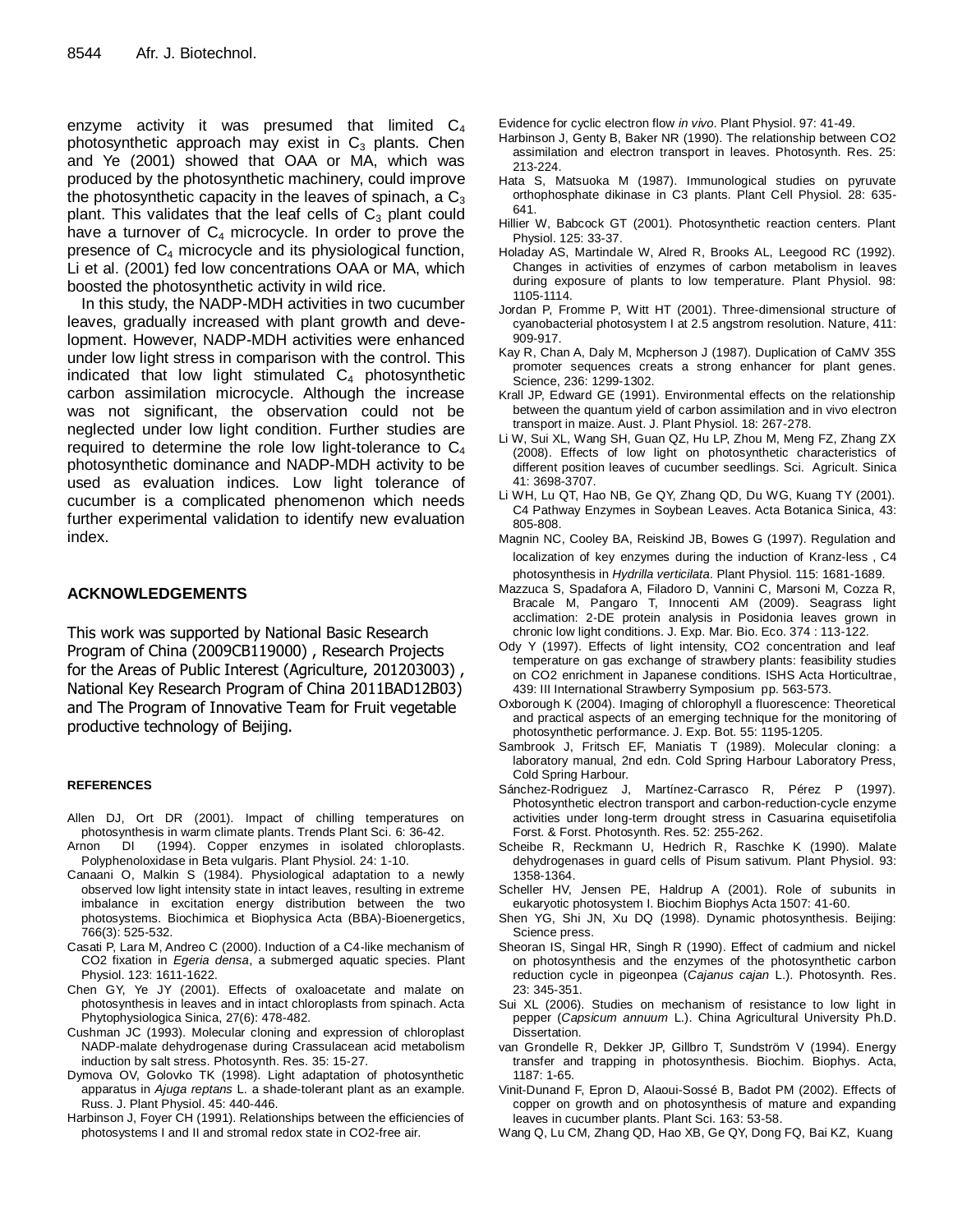enzyme activity it was presumed that limited $C_4$ photosynthetic approach may exist in $C_3$ plants. Chen and Ye (2001) showed that OAA or MA, which was produced by the photosynthetic machinery, could improve the photosynthetic capacity in the leaves of spinach, a $C_3$ plant. This validates that the leaf cells of $C_3$ plant could have a turnover of $C_4$ microcycle. In order to prove the presence of $C_4$ microcycle and its physiological function, Li et al. (2001) fed low concentrations OAA or MA, which boosted the photosynthetic activity in wild rice.

In this study, the NADP-MDH activities in two cucumber leaves, gradually increased with plant growth and development. However, NADP-MDH activities were enhanced under low light stress in comparison with the control. This indicated that low light stimulated $C_4$ photosynthetic carbon assimilation microcycle. Although the increase was not significant, the observation could not be neglected under low light condition. Further studies are required to determine the role low light-tolerance to $C_4$ photosynthetic dominance and NADP-MDH activity to be used as evaluation indices. Low light tolerance of cucumber is a complicated phenomenon which needs further experimental validation to identify new evaluation index.

## ACKNOWLEDGEMENTS

This work was supported by National Basic Research Program of China (2009CB119000) , Research Projects for the Areas of Public Interest (Agriculture, 201203003) , National Key Research Program of China 2011BAD12B03) and The Program of Innovative Team for Fruit vegetable productive technology of Beijing.

## REFERENCES

Allen DJ, Ort DR (2001). Impact of chilling temperatures on photosynthesis in warm climate plants. Trends Plant Sci. 6: 36-42.

Arnon DI (1994). Copper enzymes in isolated chloroplasts. Polyphenoloxidase in Beta vulgaris. Plant Physiol. 24: 1-10.

Canaani O, Malkin S (1984). Physiological adaptation to a newly observed low light intensity state in intact leaves, resulting in extreme imbalance in excitation energy distribution between the two photosystems. Biochimica et Biophysica Acta (BBA)-Bioenergetics, 766(3): 525-532.

Casati P, Lara M, Andreo C (2000). Induction of a C4-like mechanism of CO2 fixation in *Egeria densa*, a submerged aquatic species. Plant Physiol. 123: 1611-1622.

Chen GY, Ye JY (2001). Effects of oxaloacetate and malate on photosynthesis in leaves and in intact chloroplasts from spinach. Acta Phytophysiologica Sinica, 27(6): 478-482.

Cushman JC (1993). Molecular cloning and expression of chloroplast NADP-malate dehydrogenase during Crassulacean acid metabolism induction by salt stress. Photosynth. Res. 35: 15-27.

Dymova OV, Golovko TK (1998). Light adaptation of photosynthetic apparatus in *Ajuga reptans* L. a shade-tolerant plant as an example. Russ. J. Plant Physiol. 45: 440-446.

Harbinson J, Foyer CH (1991). Relationships between the efficiencies of photosystems I and II and stromal redox state in CO2-free air. Evidence for cyclic electron flow *in vivo*. Plant Physiol. 97: 41-49.

Harbinson J, Genty B, Baker NR (1990). The relationship between CO2 assimilation and electron transport in leaves. Photosynth. Res. 25: 213-224.

Hata S, Matsuoka M (1987). Immunological studies on pyruvate orthophosphate dikinase in C3 plants. Plant Cell Physiol. 28: 635-641.

Hillier W, Babcock GT (2001). Photosynthetic reaction centers. Plant Physiol. 125: 33-37.

Holaday AS, Martindale W, Alred R, Brooks AL, Leegood RC (1992). Changes in activities of enzymes of carbon metabolism in leaves during exposure of plants to low temperature. Plant Physiol. 98: 1105-1114.

Jordan P, Fromme P, Witt HT (2001). Three-dimensional structure of cyanobacterial photosystem I at 2.5 angstrom resolution. Nature, 411: 909-917.

Kay R, Chan A, Daly M, Mcpherson J (1987). Duplication of CaMV 35S promoter sequences creats a strong enhancer for plant genes. Science, 236: 1299-1302.

Krall JP, Edward GE (1991). Environmental effects on the relationship between the quantum yield of carbon assimilation and in vivo electron transport in maize. Aust. J. Plant Physiol. 18: 267-278.

Li W, Sui XL, Wang SH, Guan QZ, Hu LP, Zhou M, Meng FZ, Zhang ZX (2008). Effects of low light on photosynthetic characteristics of different position leaves of cucumber seedlings. Sci. Agricult. Sinica 41: 3698-3707.

Li WH, Lu QT, Hao NB, Ge QY, Zhang QD, Du WG, Kuang TY (2001). C4 Pathway Enzymes in Soybean Leaves. Acta Botanica Sinica, 43: 805-808.

Magnin NC, Cooley BA, Reiskind JB, Bowes G (1997). Regulation and localization of key enzymes during the induction of Kranz-less , C4 photosynthesis in *Hydrilla verticilata*. Plant Physiol. 115: 1681-1689.

Mazzuca S, Spadafora A, Filadoro D, Vannini C, Marsoni M, Cozza R, Bracale M, Pangaro T, Innocenti AM (2009). Seagrass light acclimation: 2-DE protein analysis in Posidonia leaves grown in chronic low light conditions. J. Exp. Mar. Bio. Eco. 374 : 113-122.

Ody Y (1997). Effects of light intensity, CO2 concentration and leaf temperature on gas exchange of strawbery plants: feasibility studies on CO2 enrichment in Japanese conditions. ISHS Acta Horticultrae, 439: III International Strawberry Symposium pp. 563-573.

Oxborough K (2004). Imaging of chlorophyll a fluorescence: Theoretical and practical aspects of an emerging technique for the monitoring of photosynthetic performance. J. Exp. Bot. 55: 1195-1205.

Sambrook J, Fritsch EF, Maniatis T (1989). Molecular cloning: a laboratory manual, 2nd edn. Cold Spring Harbour Laboratory Press, Cold Spring Harbour.

Sánchez-Rodriguez J, Martínez-Carrasco R, Pérez P (1997). Photosynthetic electron transport and carbon-reduction-cycle enzyme activities under long-term drought stress in Casuarina equisetifolia Forst. & Forst. Photosynth. Res. 52: 255-262.

Scheibe R, Reckmann U, Hedrich R, Raschke K (1990). Malate dehydrogenases in guard cells of Pisum sativum. Plant Physiol. 93: 1358-1364.

Scheller HV, Jensen PE, Haldrup A (2001). Role of subunits in eukaryotic photosystem I. Biochim Biophys Acta 1507: 41-60.

Shen YG, Shi JN, Xu DQ (1998). Dynamic photosynthesis. Beijing: Science press.

Sheoran IS, Singal HR, Singh R (1990). Effect of cadmium and nickel on photosynthesis and the enzymes of the photosynthetic carbon reduction cycle in pigeonpea (*Cajanus cajan* L.). Photosynth. Res. 23: 345-351.

Sui XL (2006). Studies on mechanism of resistance to low light in pepper (*Capsicum annuum* L.). China Agricultural University Ph.D. Dissertation.

van Grondelle R, Dekker JP, Gillbro T, Sundström V (1994). Energy transfer and trapping in photosynthesis. Biochim. Biophys. Acta, 1187: 1-65.

Vinit-Dunand F, Epron D, Alaoui-Sossé B, Badot PM (2002). Effects of copper on growth and on photosynthesis of mature and expanding leaves in cucumber plants. Plant Sci. 163: 53-58.

Wang Q, Lu CM, Zhang QD, Hao XB, Ge QY, Dong FQ, Bai KZ, Kuang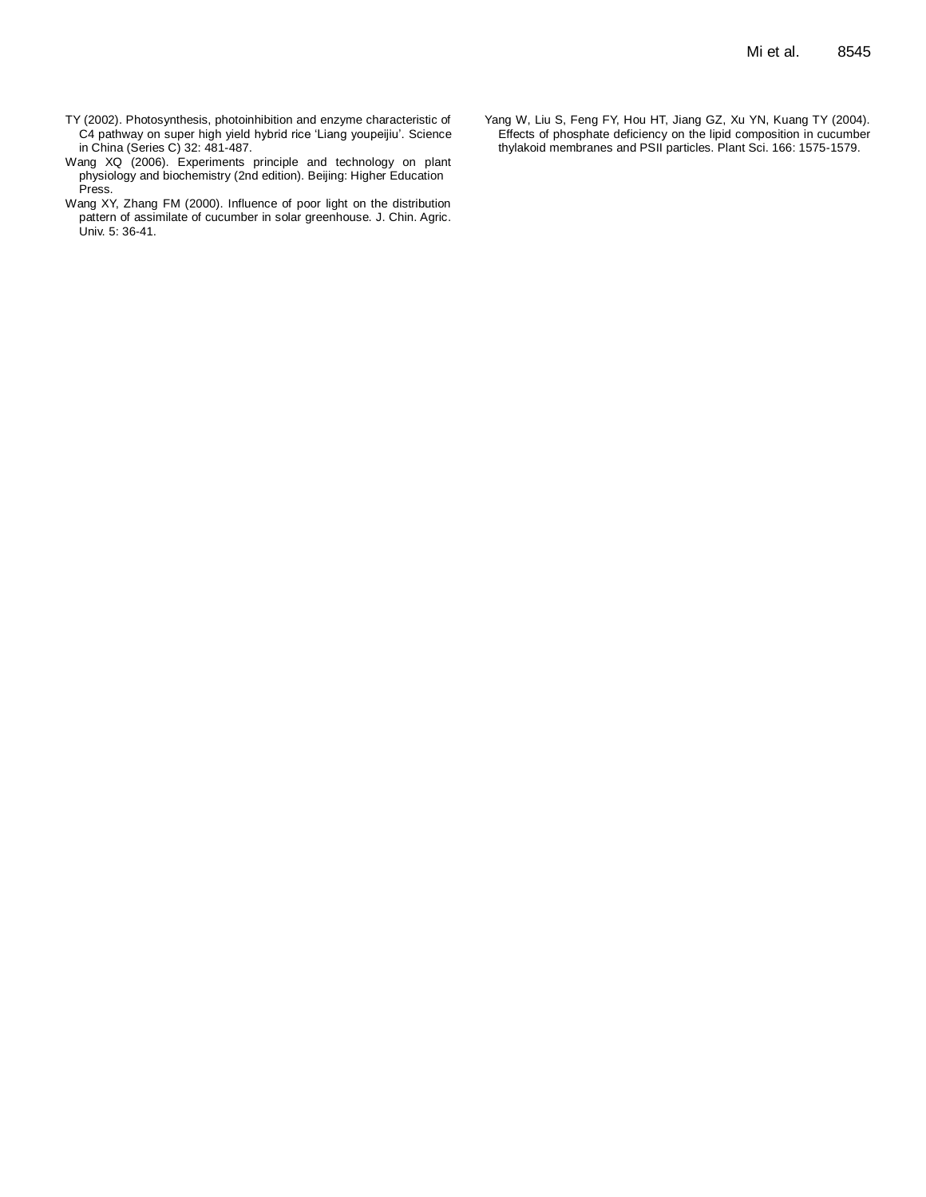TY (2002). Photosynthesis, photoinhibition and enzyme characteristic of C4 pathway on super high yield hybrid rice 'Liang youpeijiu'. Science in China (Series C) 32: 481-487.

Wang XQ (2006). Experiments principle and technology on plant physiology and biochemistry (2nd edition). Beijing: Higher Education Press.

Wang XY, Zhang FM (2000). Influence of poor light on the distribution pattern of assimilate of cucumber in solar greenhouse. J. Chin. Agric. Univ. 5: 36-41.

Yang W, Liu S, Feng FY, Hou HT, Jiang GZ, Xu YN, Kuang TY (2004). Effects of phosphate deficiency on the lipid composition in cucumber thylakoid membranes and PSII particles. Plant Sci. 166: 1575-1579.